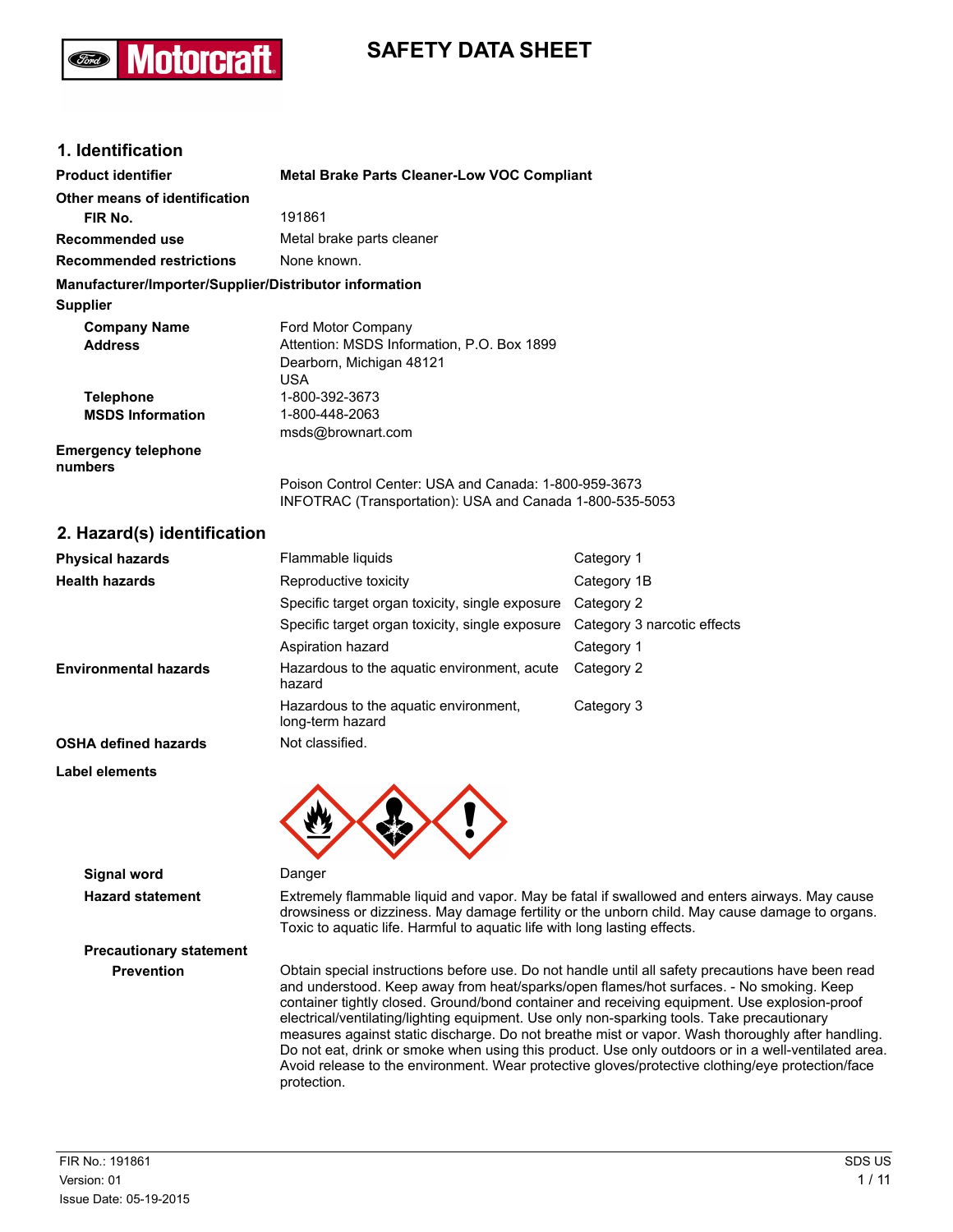# SAFETY DATA SHEET

## 1. Identification

| | |
|---|---|
| **Product identifier** | **Metal Brake Parts Cleaner-Low VOC Compliant** |
| **Other means of identification** | |
| **FIR No.** | 191861 |
| **Recommended use** | Metal brake parts cleaner |
| **Recommended restrictions** | None known. |

**Manufacturer/Importer/Supplier/Distributor information**

**Supplier**

| | |
|---|---|
| **Company Name** | Ford Motor Company |
| **Address** | Attention: MSDS Information, P.O. Box 1899<br>Dearborn, Michigan 48121<br>USA |
| **Telephone** | 1-800-392-3673 |
| **MSDS Information** | 1-800-448-2063<br>msds@brownart.com |

**Emergency telephone numbers**

Poison Control Center: USA and Canada: 1-800-959-3673
INFOTRAC (Transportation): USA and Canada 1-800-535-5053

## 2. Hazard(s) identification

| | | |
|---|---|---|
| **Physical hazards** | Flammable liquids | Category 1 |
| **Health hazards** | Reproductive toxicity | Category 1B |
| | Specific target organ toxicity, single exposure | Category 2 |
| | Specific target organ toxicity, single exposure | Category 3 narcotic effects |
| | Aspiration hazard | Category 1 |
| **Environmental hazards** | Hazardous to the aquatic environment, acute hazard | Category 2 |
| | Hazardous to the aquatic environment, long-term hazard | Category 3 |
| **OSHA defined hazards** | Not classified. | |

**Label elements**

**Signal word** Danger

**Hazard statement** Extremely flammable liquid and vapor. May be fatal if swallowed and enters airways. May cause drowsiness or dizziness. May damage fertility or the unborn child. May cause damage to organs. Toxic to aquatic life. Harmful to aquatic life with long lasting effects.

**Precautionary statement**

**Prevention** Obtain special instructions before use. Do not handle until all safety precautions have been read and understood. Keep away from heat/sparks/open flames/hot surfaces. - No smoking. Keep container tightly closed. Ground/bond container and receiving equipment. Use explosion-proof electrical/ventilating/lighting equipment. Use only non-sparking tools. Take precautionary measures against static discharge. Do not breathe mist or vapor. Wash thoroughly after handling. Do not eat, drink or smoke when using this product. Use only outdoors or in a well-ventilated area. Avoid release to the environment. Wear protective gloves/protective clothing/eye protection/face protection.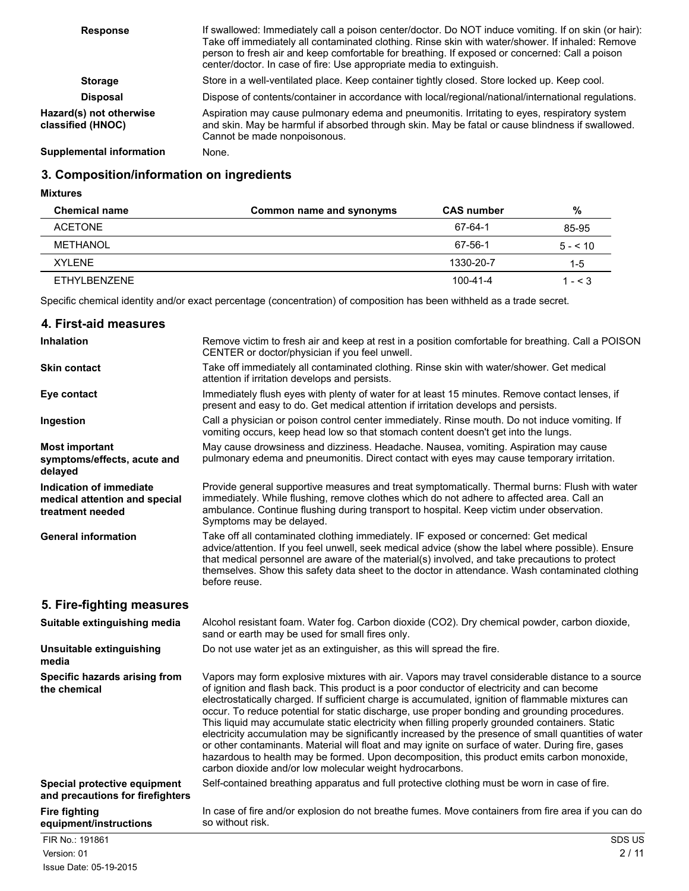**Response**

If swallowed: Immediately call a poison center/doctor. Do NOT induce vomiting. If on skin (or hair): Take off immediately all contaminated clothing. Rinse skin with water/shower. If inhaled: Remove person to fresh air and keep comfortable for breathing. If exposed or concerned: Call a poison center/doctor. In case of fire: Use appropriate media to extinguish.

**Storage**

Store in a well-ventilated place. Keep container tightly closed. Store locked up. Keep cool.

**Disposal**

Dispose of contents/container in accordance with local/regional/national/international regulations.

**Hazard(s) not otherwise classified (HNOC)**

Aspiration may cause pulmonary edema and pneumonitis. Irritating to eyes, respiratory system and skin. May be harmful if absorbed through skin. May be fatal or cause blindness if swallowed. Cannot be made nonpoisonous.

**Supplemental information**

None.

## 3. Composition/information on ingredients

**Mixtures**

| Chemical name | Common name and synonyms | CAS number | % |
|---|---|---|---|
| ACETONE | | 67-64-1 | 85-95 |
| METHANOL | | 67-56-1 | 5 - < 10 |
| XYLENE | | 1330-20-7 | 1-5 |
| ETHYLBENZENE | | 100-41-4 | 1 - < 3 |

Specific chemical identity and/or exact percentage (concentration) of composition has been withheld as a trade secret.

## 4. First-aid measures

**Inhalation**

Remove victim to fresh air and keep at rest in a position comfortable for breathing. Call a POISON CENTER or doctor/physician if you feel unwell.

**Skin contact**

Take off immediately all contaminated clothing. Rinse skin with water/shower. Get medical attention if irritation develops and persists.

**Eye contact**

Immediately flush eyes with plenty of water for at least 15 minutes. Remove contact lenses, if present and easy to do. Get medical attention if irritation develops and persists.

**Ingestion**

Call a physician or poison control center immediately. Rinse mouth. Do not induce vomiting. If vomiting occurs, keep head low so that stomach content doesn't get into the lungs.

**Most important symptoms/effects, acute and delayed**

May cause drowsiness and dizziness. Headache. Nausea, vomiting. Aspiration may cause pulmonary edema and pneumonitis. Direct contact with eyes may cause temporary irritation.

**Indication of immediate medical attention and special treatment needed**

Provide general supportive measures and treat symptomatically. Thermal burns: Flush with water immediately. While flushing, remove clothes which do not adhere to affected area. Call an ambulance. Continue flushing during transport to hospital. Keep victim under observation. Symptoms may be delayed.

**General information**

Take off all contaminated clothing immediately. IF exposed or concerned: Get medical advice/attention. If you feel unwell, seek medical advice (show the label where possible). Ensure that medical personnel are aware of the material(s) involved, and take precautions to protect themselves. Show this safety data sheet to the doctor in attendance. Wash contaminated clothing before reuse.

## 5. Fire-fighting measures

**Suitable extinguishing media**

Alcohol resistant foam. Water fog. Carbon dioxide ($CO_2$). Dry chemical powder, carbon dioxide, sand or earth may be used for small fires only.

**Unsuitable extinguishing media**

Do not use water jet as an extinguisher, as this will spread the fire.

**Specific hazards arising from the chemical**

Vapors may form explosive mixtures with air. Vapors may travel considerable distance to a source of ignition and flash back. This product is a poor conductor of electricity and can become electrostatically charged. If sufficient charge is accumulated, ignition of flammable mixtures can occur. To reduce potential for static discharge, use proper bonding and grounding procedures. This liquid may accumulate static electricity when filling properly grounded containers. Static electricity accumulation may be significantly increased by the presence of small quantities of water or other contaminants. Material will float and may ignite on surface of water. During fire, gases hazardous to health may be formed. Upon decomposition, this product emits carbon monoxide, carbon dioxide and/or low molecular weight hydrocarbons.

**Special protective equipment and precautions for firefighters**

Self-contained breathing apparatus and full protective clothing must be worn in case of fire.

**Fire fighting equipment/instructions**

In case of fire and/or explosion do not breathe fumes. Move containers from fire area if you can do so without risk.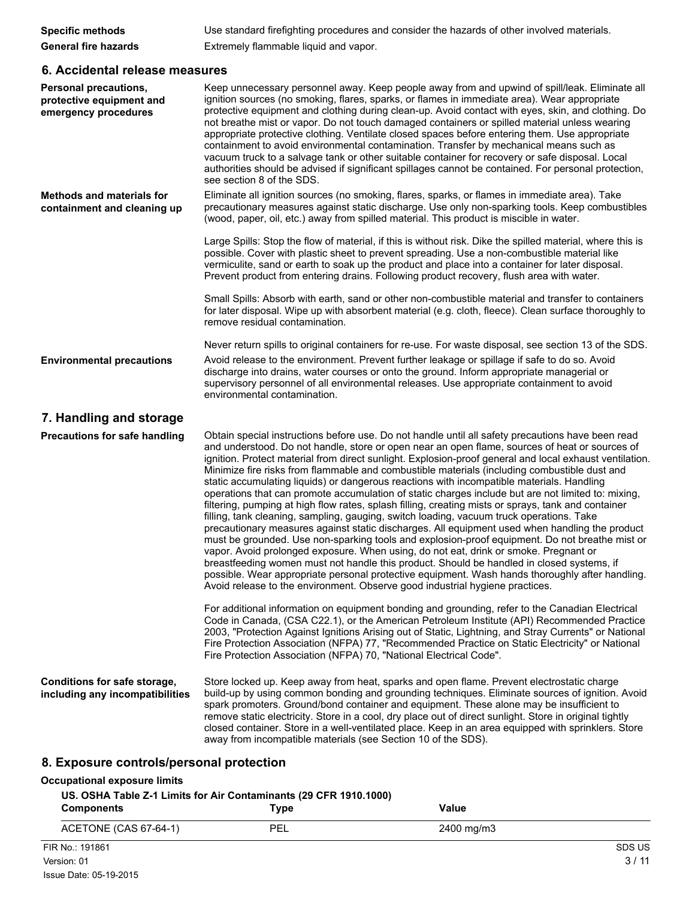**Specific methods** Use standard firefighting procedures and consider the hazards of other involved materials.

**General fire hazards** Extremely flammable liquid and vapor.

## 6. Accidental release measures

**Personal precautions, protective equipment and emergency procedures**

Keep unnecessary personnel away. Keep people away from and upwind of spill/leak. Eliminate all ignition sources (no smoking, flares, sparks, or flames in immediate area). Wear appropriate protective equipment and clothing during clean-up. Avoid contact with eyes, skin, and clothing. Do not breathe mist or vapor. Do not touch damaged containers or spilled material unless wearing appropriate protective clothing. Ventilate closed spaces before entering them. Use appropriate containment to avoid environmental contamination. Transfer by mechanical means such as vacuum truck to a salvage tank or other suitable container for recovery or safe disposal. Local authorities should be advised if significant spillages cannot be contained. For personal protection, see section 8 of the SDS.

**Methods and materials for containment and cleaning up**

Eliminate all ignition sources (no smoking, flares, sparks, or flames in immediate area). Take precautionary measures against static discharge. Use only non-sparking tools. Keep combustibles (wood, paper, oil, etc.) away from spilled material. This product is miscible in water.

Large Spills: Stop the flow of material, if this is without risk. Dike the spilled material, where this is possible. Cover with plastic sheet to prevent spreading. Use a non-combustible material like vermiculite, sand or earth to soak up the product and place into a container for later disposal. Prevent product from entering drains. Following product recovery, flush area with water.

Small Spills: Absorb with earth, sand or other non-combustible material and transfer to containers for later disposal. Wipe up with absorbent material (e.g. cloth, fleece). Clean surface thoroughly to remove residual contamination.

Never return spills to original containers for re-use. For waste disposal, see section 13 of the SDS.

**Environmental precautions**

Avoid release to the environment. Prevent further leakage or spillage if safe to do so. Avoid discharge into drains, water courses or onto the ground. Inform appropriate managerial or supervisory personnel of all environmental releases. Use appropriate containment to avoid environmental contamination.

## 7. Handling and storage

**Precautions for safe handling**

Obtain special instructions before use. Do not handle until all safety precautions have been read and understood. Do not handle, store or open near an open flame, sources of heat or sources of ignition. Protect material from direct sunlight. Explosion-proof general and local exhaust ventilation. Minimize fire risks from flammable and combustible materials (including combustible dust and static accumulating liquids) or dangerous reactions with incompatible materials. Handling operations that can promote accumulation of static charges include but are not limited to: mixing, filtering, pumping at high flow rates, splash filling, creating mists or sprays, tank and container filling, tank cleaning, sampling, gauging, switch loading, vacuum truck operations. Take precautionary measures against static discharges. All equipment used when handling the product must be grounded. Use non-sparking tools and explosion-proof equipment. Do not breathe mist or vapor. Avoid prolonged exposure. When using, do not eat, drink or smoke. Pregnant or breastfeeding women must not handle this product. Should be handled in closed systems, if possible. Wear appropriate personal protective equipment. Wash hands thoroughly after handling. Avoid release to the environment. Observe good industrial hygiene practices.

For additional information on equipment bonding and grounding, refer to the Canadian Electrical Code in Canada, (CSA C22.1), or the American Petroleum Institute (API) Recommended Practice 2003, "Protection Against Ignitions Arising out of Static, Lightning, and Stray Currents" or National Fire Protection Association (NFPA) 77, "Recommended Practice on Static Electricity" or National Fire Protection Association (NFPA) 70, "National Electrical Code".

**Conditions for safe storage, including any incompatibilities**

Store locked up. Keep away from heat, sparks and open flame. Prevent electrostatic charge build-up by using common bonding and grounding techniques. Eliminate sources of ignition. Avoid spark promoters. Ground/bond container and equipment. These alone may be insufficient to remove static electricity. Store in a cool, dry place out of direct sunlight. Store in original tightly closed container. Store in a well-ventilated place. Keep in an area equipped with sprinklers. Store away from incompatible materials (see Section 10 of the SDS).

## 8. Exposure controls/personal protection

**Occupational exposure limits**

**US. OSHA Table Z-1 Limits for Air Contaminants (29 CFR 1910.1000)**

| Components | Type | Value |
|---|---|---|
| ACETONE (CAS 67-64-1) | PEL | 2400 mg/m3 |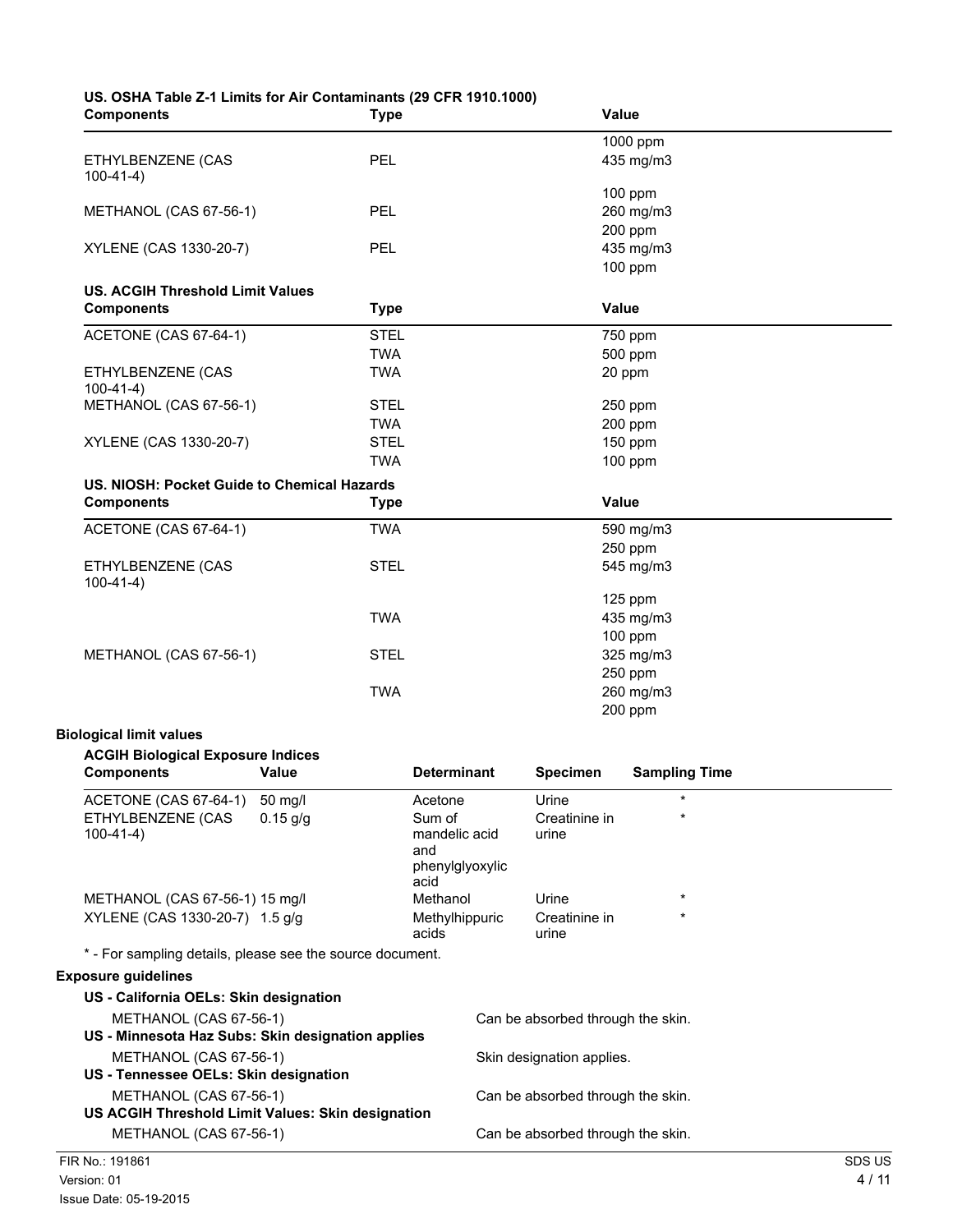**US. OSHA Table Z-1 Limits for Air Contaminants (29 CFR 1910.1000)**

| Components | Type | Value |
|---|---|---|
| | | 1000 ppm |
| ETHYLBENZENE (CAS 100-41-4) | PEL | 435 mg/m3 |
| | | 100 ppm |
| METHANOL (CAS 67-56-1) | PEL | 260 mg/m3 |
| | | 200 ppm |
| XYLENE (CAS 1330-20-7) | PEL | 435 mg/m3 |
| | | 100 ppm |

**US. ACGIH Threshold Limit Values**

| Components | Type | Value |
|---|---|---|
| ACETONE (CAS 67-64-1) | STEL | 750 ppm |
| | TWA | 500 ppm |
| ETHYLBENZENE (CAS 100-41-4) | TWA | 20 ppm |
| METHANOL (CAS 67-56-1) | STEL | 250 ppm |
| | TWA | 200 ppm |
| XYLENE (CAS 1330-20-7) | STEL | 150 ppm |
| | TWA | 100 ppm |

**US. NIOSH: Pocket Guide to Chemical Hazards**

| Components | Type | Value |
|---|---|---|
| ACETONE (CAS 67-64-1) | TWA | 590 mg/m3 |
| | | 250 ppm |
| ETHYLBENZENE (CAS 100-41-4) | STEL | 545 mg/m3 |
| | | 125 ppm |
| | TWA | 435 mg/m3 |
| | | 100 ppm |
| METHANOL (CAS 67-56-1) | STEL | 325 mg/m3 |
| | | 250 ppm |
| | TWA | 260 mg/m3 |
| | | 200 ppm |

**Biological limit values**

**ACGIH Biological Exposure Indices**

| Components | Value | Determinant | Specimen | Sampling Time |
|---|---|---|---|---|
| ACETONE (CAS 67-64-1) | 50 mg/l | Acetone | Urine | * |
| ETHYLBENZENE (CAS 100-41-4) | 0.15 g/g | Sum of mandelic acid and phenylglyoxylic acid | Creatinine in urine | * |
| METHANOL (CAS 67-56-1) | 15 mg/l | Methanol | Urine | * |
| XYLENE (CAS 1330-20-7) | 1.5 g/g | Methylhippuric acids | Creatinine in urine | * |

* - For sampling details, please see the source document.

**Exposure guidelines**

**US - California OELs: Skin designation**

METHANOL (CAS 67-56-1) — Can be absorbed through the skin.

**US - Minnesota Haz Subs: Skin designation applies**

METHANOL (CAS 67-56-1) — Skin designation applies.

**US - Tennessee OELs: Skin designation**

METHANOL (CAS 67-56-1) — Can be absorbed through the skin.

**US ACGIH Threshold Limit Values: Skin designation**

METHANOL (CAS 67-56-1) — Can be absorbed through the skin.

FIR No.: 191861
Version: 01
Issue Date: 05-19-2015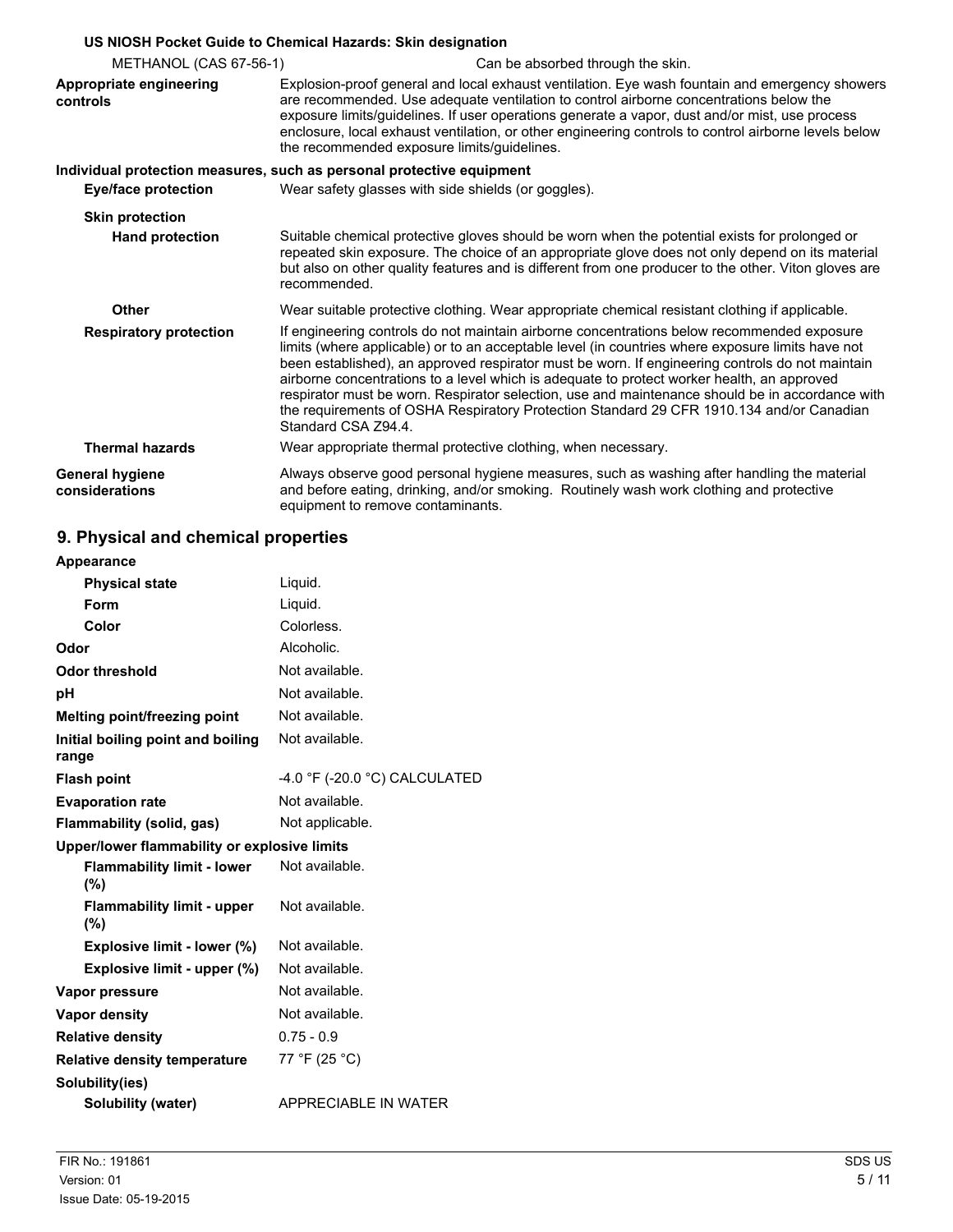**US NIOSH Pocket Guide to Chemical Hazards: Skin designation**

| | |
|---|---|
| METHANOL (CAS 67-56-1) | Can be absorbed through the skin. |

**Appropriate engineering controls** Explosion-proof general and local exhaust ventilation. Eye wash fountain and emergency showers are recommended. Use adequate ventilation to control airborne concentrations below the exposure limits/guidelines. If user operations generate a vapor, dust and/or mist, use process enclosure, local exhaust ventilation, or other engineering controls to control airborne levels below the recommended exposure limits/guidelines.

**Individual protection measures, such as personal protective equipment**

**Eye/face protection** Wear safety glasses with side shields (or goggles).

**Skin protection**

**Hand protection** Suitable chemical protective gloves should be worn when the potential exists for prolonged or repeated skin exposure. The choice of an appropriate glove does not only depend on its material but also on other quality features and is different from one producer to the other. Viton gloves are recommended.

**Other** Wear suitable protective clothing. Wear appropriate chemical resistant clothing if applicable.

**Respiratory protection** If engineering controls do not maintain airborne concentrations below recommended exposure limits (where applicable) or to an acceptable level (in countries where exposure limits have not been established), an approved respirator must be worn. If engineering controls do not maintain airborne concentrations to a level which is adequate to protect worker health, an approved respirator must be worn. Respirator selection, use and maintenance should be in accordance with the requirements of OSHA Respiratory Protection Standard 29 CFR 1910.134 and/or Canadian Standard CSA Z94.4.

**Thermal hazards** Wear appropriate thermal protective clothing, when necessary.

**General hygiene considerations** Always observe good personal hygiene measures, such as washing after handling the material and before eating, drinking, and/or smoking. Routinely wash work clothing and protective equipment to remove contaminants.

## 9. Physical and chemical properties

| | |
|---|---|
| **Appearance** | |
| **Physical state** | Liquid. |
| **Form** | Liquid. |
| **Color** | Colorless. |
| **Odor** | Alcoholic. |
| **Odor threshold** | Not available. |
| **pH** | Not available. |
| **Melting point/freezing point** | Not available. |
| **Initial boiling point and boiling range** | Not available. |
| **Flash point** | -4.0 °F (-20.0 °C) CALCULATED |
| **Evaporation rate** | Not available. |
| **Flammability (solid, gas)** | Not applicable. |
| **Upper/lower flammability or explosive limits** | |
| **Flammability limit - lower (%)** | Not available. |
| **Flammability limit - upper (%)** | Not available. |
| **Explosive limit - lower (%)** | Not available. |
| **Explosive limit - upper (%)** | Not available. |
| **Vapor pressure** | Not available. |
| **Vapor density** | Not available. |
| **Relative density** | 0.75 - 0.9 |
| **Relative density temperature** | 77 °F (25 °C) |
| **Solubility(ies)** | |
| **Solubility (water)** | APPRECIABLE IN WATER |

FIR No.: 191861
Version: 01
Issue Date: 05-19-2015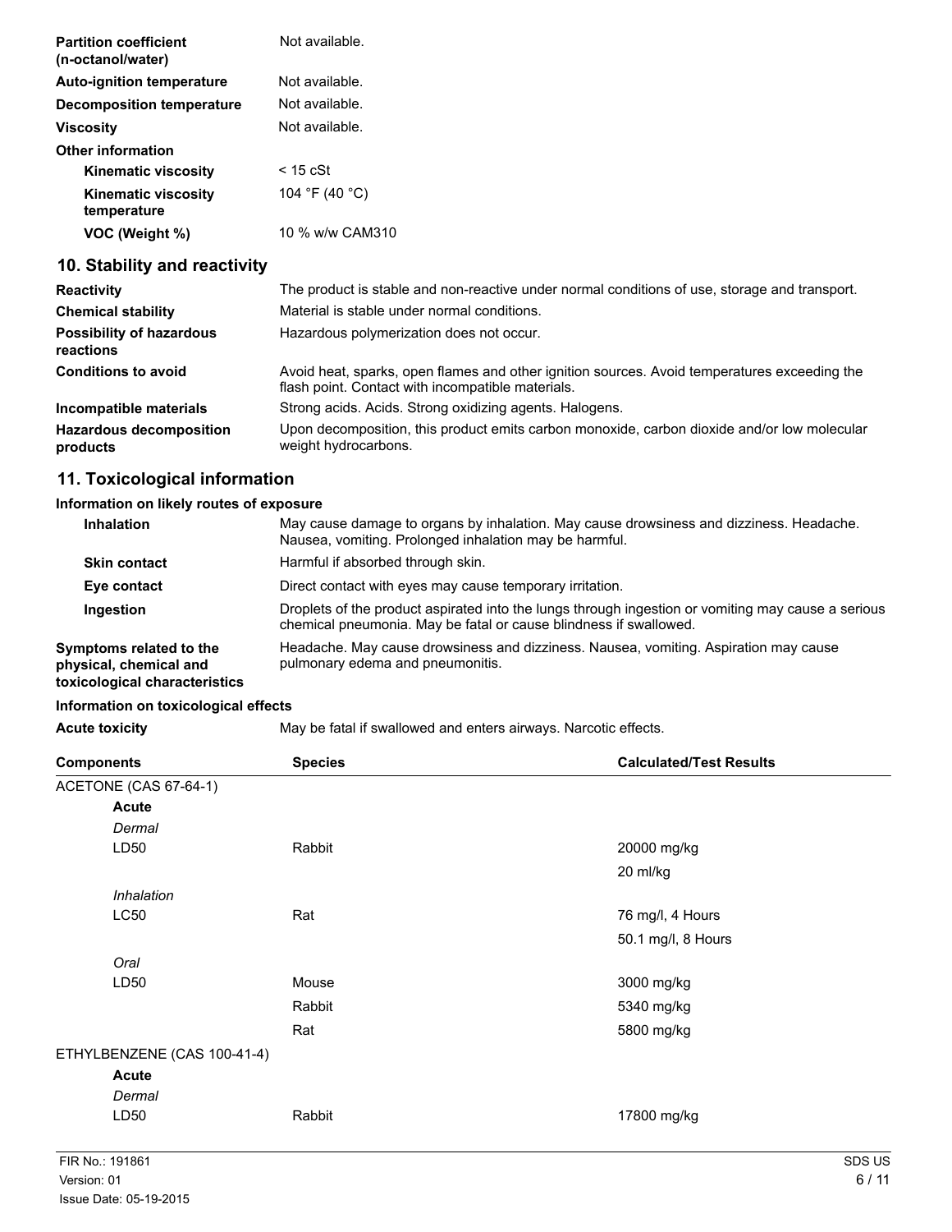| | |
|---|---|
| **Partition coefficient (n-octanol/water)** | Not available. |
| **Auto-ignition temperature** | Not available. |
| **Decomposition temperature** | Not available. |
| **Viscosity** | Not available. |
| **Other information** | |
| **Kinematic viscosity** | < 15 cSt |
| **Kinematic viscosity temperature** | 104 °F (40 °C) |
| **VOC (Weight %)** | 10 % w/w CAM310 |

## 10. Stability and reactivity

| | |
|---|---|
| **Reactivity** | The product is stable and non-reactive under normal conditions of use, storage and transport. |
| **Chemical stability** | Material is stable under normal conditions. |
| **Possibility of hazardous reactions** | Hazardous polymerization does not occur. |
| **Conditions to avoid** | Avoid heat, sparks, open flames and other ignition sources. Avoid temperatures exceeding the flash point. Contact with incompatible materials. |
| **Incompatible materials** | Strong acids. Acids. Strong oxidizing agents. Halogens. |
| **Hazardous decomposition products** | Upon decomposition, this product emits carbon monoxide, carbon dioxide and/or low molecular weight hydrocarbons. |

## 11. Toxicological information

**Information on likely routes of exposure**

| | |
|---|---|
| **Inhalation** | May cause damage to organs by inhalation. May cause drowsiness and dizziness. Headache. Nausea, vomiting. Prolonged inhalation may be harmful. |
| **Skin contact** | Harmful if absorbed through skin. |
| **Eye contact** | Direct contact with eyes may cause temporary irritation. |
| **Ingestion** | Droplets of the product aspirated into the lungs through ingestion or vomiting may cause a serious chemical pneumonia. May be fatal or cause blindness if swallowed. |
| **Symptoms related to the physical, chemical and toxicological characteristics** | Headache. May cause drowsiness and dizziness. Nausea, vomiting. Aspiration may cause pulmonary edema and pneumonitis. |

**Information on toxicological effects**

| | |
|---|---|
| **Acute toxicity** | May be fatal if swallowed and enters airways. Narcotic effects. |

| Components | Species | Calculated/Test Results |
|---|---|---|
| ACETONE (CAS 67-64-1) | | |
| **Acute** | | |
| *Dermal* | | |
| LD50 | Rabbit | 20000 mg/kg |
| | | 20 ml/kg |
| *Inhalation* | | |
| LC50 | Rat | 76 mg/l, 4 Hours |
| | | 50.1 mg/l, 8 Hours |
| *Oral* | | |
| LD50 | Mouse | 3000 mg/kg |
| | Rabbit | 5340 mg/kg |
| | Rat | 5800 mg/kg |
| ETHYLBENZENE (CAS 100-41-4) | | |
| **Acute** | | |
| *Dermal* | | |
| LD50 | Rabbit | 17800 mg/kg |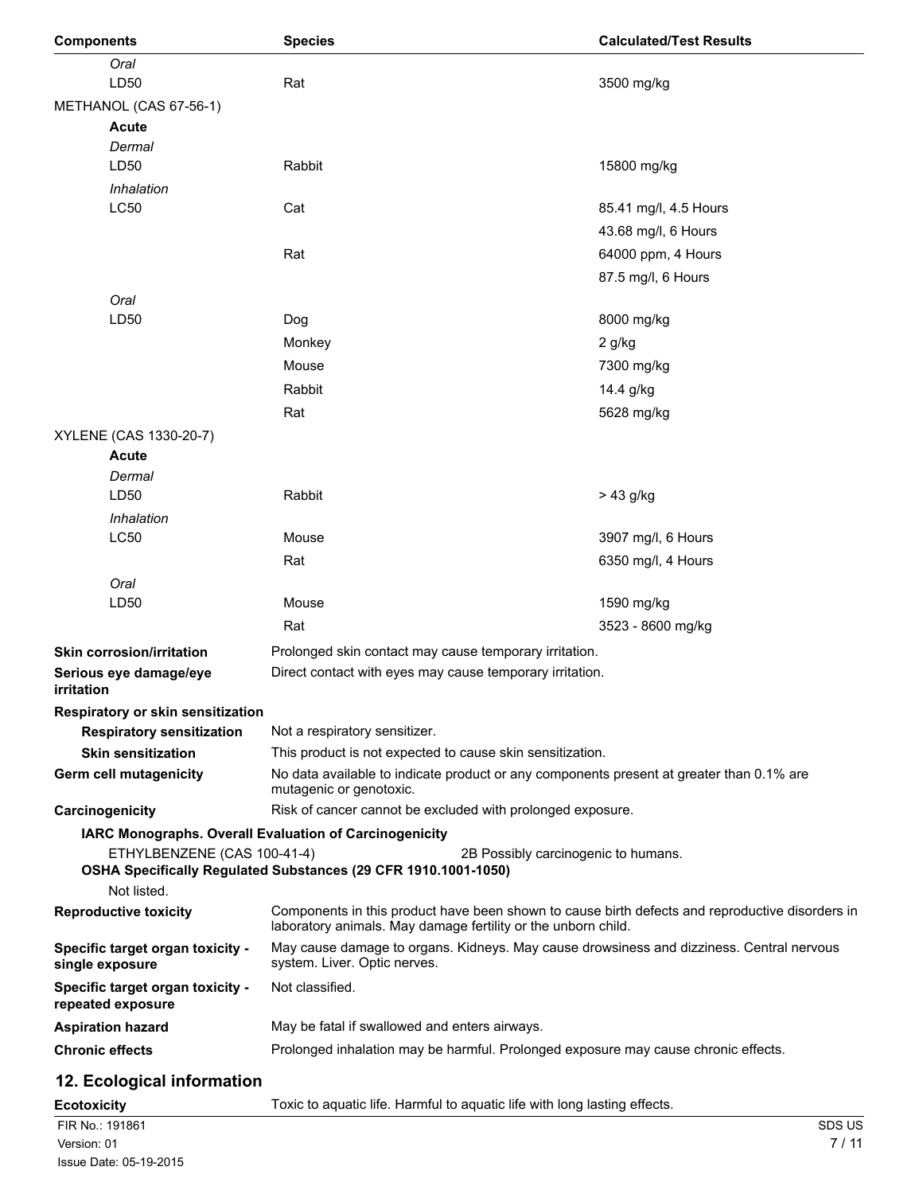| Components | Species | Calculated/Test Results |
| --- | --- | --- |
| *Oral* | | |
| LD50 | Rat | 3500 mg/kg |
| METHANOL (CAS 67-56-1) | | |
| **Acute** | | |
| *Dermal* | | |
| LD50 | Rabbit | 15800 mg/kg |
| *Inhalation* | | |
| LC50 | Cat | 85.41 mg/l, 4.5 Hours |
| | | 43.68 mg/l, 6 Hours |
| | Rat | 64000 ppm, 4 Hours |
| | | 87.5 mg/l, 6 Hours |
| *Oral* | | |
| LD50 | Dog | 8000 mg/kg |
| | Monkey | 2 g/kg |
| | Mouse | 7300 mg/kg |
| | Rabbit | 14.4 g/kg |
| | Rat | 5628 mg/kg |
| XYLENE (CAS 1330-20-7) | | |
| **Acute** | | |
| *Dermal* | | |
| LD50 | Rabbit | > 43 g/kg |
| *Inhalation* | | |
| LC50 | Mouse | 3907 mg/l, 6 Hours |
| | Rat | 6350 mg/l, 4 Hours |
| *Oral* | | |
| LD50 | Mouse | 1590 mg/kg |
| | Rat | 3523 - 8600 mg/kg |

**Skin corrosion/irritation** Prolonged skin contact may cause temporary irritation.

**Serious eye damage/eye irritation** Direct contact with eyes may cause temporary irritation.

**Respiratory or skin sensitization**

**Respiratory sensitization** Not a respiratory sensitizer.

**Skin sensitization** This product is not expected to cause skin sensitization.

**Germ cell mutagenicity** No data available to indicate product or any components present at greater than 0.1% are mutagenic or genotoxic.

**Carcinogenicity** Risk of cancer cannot be excluded with prolonged exposure.

**IARC Monographs. Overall Evaluation of Carcinogenicity**

ETHYLBENZENE (CAS 100-41-4) 2B Possibly carcinogenic to humans.

**OSHA Specifically Regulated Substances (29 CFR 1910.1001-1050)**

Not listed.

**Reproductive toxicity** Components in this product have been shown to cause birth defects and reproductive disorders in laboratory animals. May damage fertility or the unborn child.

**Specific target organ toxicity - single exposure** May cause damage to organs. Kidneys. May cause drowsiness and dizziness. Central nervous system. Liver. Optic nerves.

**Specific target organ toxicity - repeated exposure** Not classified.

**Aspiration hazard** May be fatal if swallowed and enters airways.

**Chronic effects** Prolonged inhalation may be harmful. Prolonged exposure may cause chronic effects.

## 12. Ecological information

**Ecotoxicity** Toxic to aquatic life. Harmful to aquatic life with long lasting effects.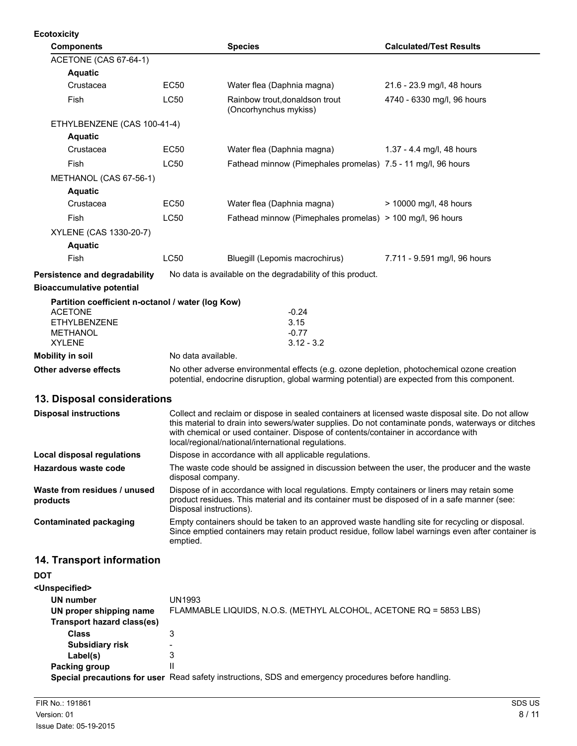**Ecotoxicity**

| Components | | Species | Calculated/Test Results |
|---|---|---|---|
| ACETONE (CAS 67-64-1) | | | |
| **Aquatic** | | | |
| Crustacea | EC50 | Water flea (Daphnia magna) | 21.6 - 23.9 mg/l, 48 hours |
| Fish | LC50 | Rainbow trout,donaldson trout (Oncorhynchus mykiss) | 4740 - 6330 mg/l, 96 hours |
| ETHYLBENZENE (CAS 100-41-4) | | | |
| **Aquatic** | | | |
| Crustacea | EC50 | Water flea (Daphnia magna) | 1.37 - 4.4 mg/l, 48 hours |
| Fish | LC50 | Fathead minnow (Pimephales promelas) | 7.5 - 11 mg/l, 96 hours |
| METHANOL (CAS 67-56-1) | | | |
| **Aquatic** | | | |
| Crustacea | EC50 | Water flea (Daphnia magna) | > 10000 mg/l, 48 hours |
| Fish | LC50 | Fathead minnow (Pimephales promelas) | > 100 mg/l, 96 hours |
| XYLENE (CAS 1330-20-7) | | | |
| **Aquatic** | | | |
| Fish | LC50 | Bluegill (Lepomis macrochirus) | 7.711 - 9.591 mg/l, 96 hours |

**Persistence and degradability** No data is available on the degradability of this product.

**Bioaccumulative potential**

**Partition coefficient n-octanol / water (log Kow)**

| | |
|---|---|
| ACETONE | -0.24 |
| ETHYLBENZENE | 3.15 |
| METHANOL | -0.77 |
| XYLENE | 3.12 - 3.2 |

**Mobility in soil** No data available.

**Other adverse effects** No other adverse environmental effects (e.g. ozone depletion, photochemical ozone creation potential, endocrine disruption, global warming potential) are expected from this component.

## 13. Disposal considerations

**Disposal instructions** Collect and reclaim or dispose in sealed containers at licensed waste disposal site. Do not allow this material to drain into sewers/water supplies. Do not contaminate ponds, waterways or ditches with chemical or used container. Dispose of contents/container in accordance with local/regional/national/international regulations.

**Local disposal regulations** Dispose in accordance with all applicable regulations.

**Hazardous waste code** The waste code should be assigned in discussion between the user, the producer and the waste disposal company.

**Waste from residues / unused products** Dispose of in accordance with local regulations. Empty containers or liners may retain some product residues. This material and its container must be disposed of in a safe manner (see: Disposal instructions).

**Contaminated packaging** Empty containers should be taken to an approved waste handling site for recycling or disposal. Since emptied containers may retain product residue, follow label warnings even after container is emptied.

## 14. Transport information

**DOT**

**<Unspecified>**

**UN number** UN1993

**UN proper shipping name** FLAMMABLE LIQUIDS, N.O.S. (METHYL ALCOHOL, ACETONE RQ = 5853 LBS)

**Transport hazard class(es)**

**Class** 3

**Subsidiary risk** -

**Label(s)** 3

**Packing group** II

**Special precautions for user** Read safety instructions, SDS and emergency procedures before handling.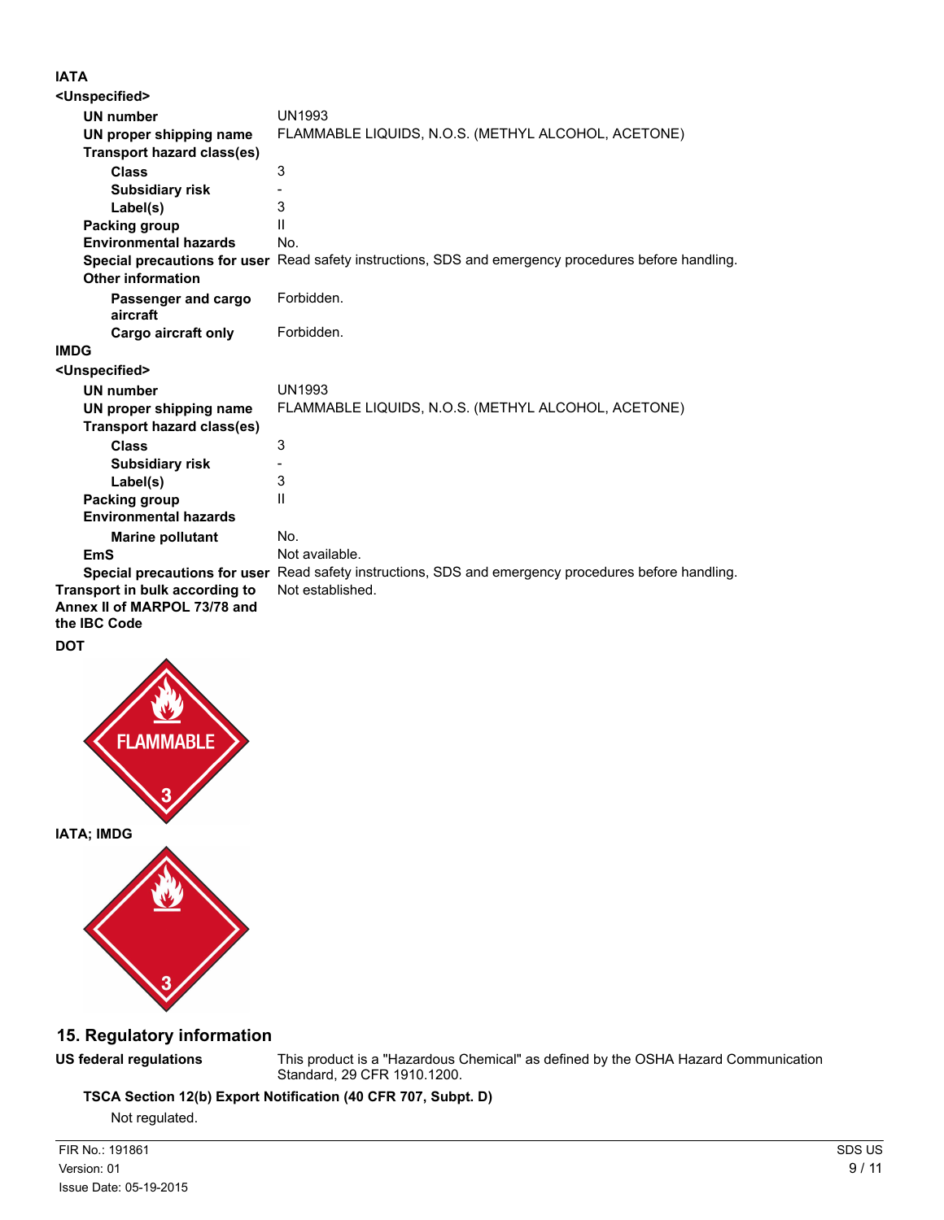**IATA**

**<Unspecified>**

| | |
|---|---|
| **UN number** | UN1993 |
| **UN proper shipping name** | FLAMMABLE LIQUIDS, N.O.S. (METHYL ALCOHOL, ACETONE) |
| **Transport hazard class(es)** | |
| **Class** | 3 |
| **Subsidiary risk** | - |
| **Label(s)** | 3 |
| **Packing group** | II |
| **Environmental hazards** | No. |
| **Special precautions for user** | Read safety instructions, SDS and emergency procedures before handling. |
| **Other information** | |
| **Passenger and cargo aircraft** | Forbidden. |
| **Cargo aircraft only** | Forbidden. |

**IMDG**

**<Unspecified>**

| | |
|---|---|
| **UN number** | UN1993 |
| **UN proper shipping name** | FLAMMABLE LIQUIDS, N.O.S. (METHYL ALCOHOL, ACETONE) |
| **Transport hazard class(es)** | |
| **Class** | 3 |
| **Subsidiary risk** | - |
| **Label(s)** | 3 |
| **Packing group** | II |
| **Environmental hazards** | |
| **Marine pollutant** | No. |
| **EmS** | Not available. |
| **Special precautions for user** | Read safety instructions, SDS and emergency procedures before handling. |
| **Transport in bulk according to Annex II of MARPOL 73/78 and the IBC Code** | Not established. |

**DOT**

FLAMMABLE 3

**IATA; IMDG**

3

## 15. Regulatory information

**US federal regulations** This product is a "Hazardous Chemical" as defined by the OSHA Hazard Communication Standard, 29 CFR 1910.1200.

**TSCA Section 12(b) Export Notification (40 CFR 707, Subpt. D)**

Not regulated.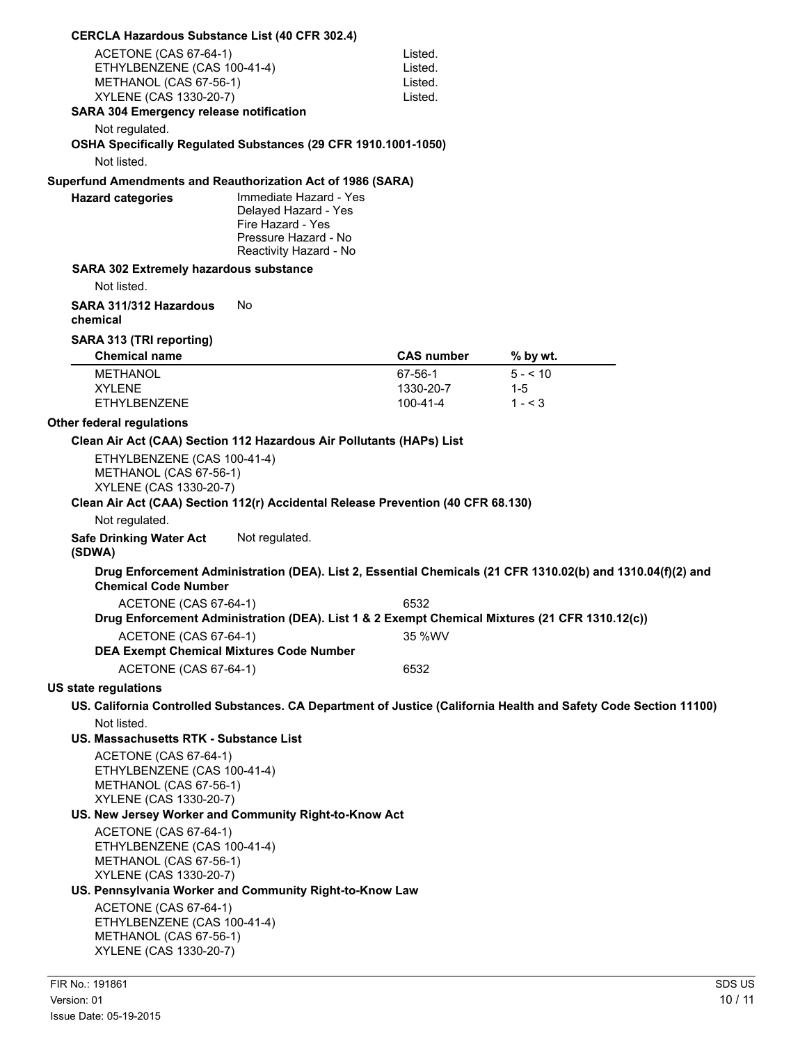**CERCLA Hazardous Substance List (40 CFR 302.4)**

| | |
|---|---|
| ACETONE (CAS 67-64-1) | Listed. |
| ETHYLBENZENE (CAS 100-41-4) | Listed. |
| METHANOL (CAS 67-56-1) | Listed. |
| XYLENE (CAS 1330-20-7) | Listed. |

**SARA 304 Emergency release notification**

Not regulated.

**OSHA Specifically Regulated Substances (29 CFR 1910.1001-1050)**

Not listed.

**Superfund Amendments and Reauthorization Act of 1986 (SARA)**

**Hazard categories**
Immediate Hazard - Yes
Delayed Hazard - Yes
Fire Hazard - Yes
Pressure Hazard - No
Reactivity Hazard - No

**SARA 302 Extremely hazardous substance**

Not listed.

**SARA 311/312 Hazardous chemical** No

**SARA 313 (TRI reporting)**

| Chemical name | CAS number | % by wt. |
|---|---|---|
| METHANOL | 67-56-1 | 5 - < 10 |
| XYLENE | 1330-20-7 | 1-5 |
| ETHYLBENZENE | 100-41-4 | 1 - < 3 |

**Other federal regulations**

**Clean Air Act (CAA) Section 112 Hazardous Air Pollutants (HAPs) List**

ETHYLBENZENE (CAS 100-41-4)
METHANOL (CAS 67-56-1)
XYLENE (CAS 1330-20-7)

**Clean Air Act (CAA) Section 112(r) Accidental Release Prevention (40 CFR 68.130)**

Not regulated.

**Safe Drinking Water Act (SDWA)** Not regulated.

**Drug Enforcement Administration (DEA). List 2, Essential Chemicals (21 CFR 1310.02(b) and 1310.04(f)(2) and Chemical Code Number**

ACETONE (CAS 67-64-1) 6532

**Drug Enforcement Administration (DEA). List 1 & 2 Exempt Chemical Mixtures (21 CFR 1310.12(c))**

ACETONE (CAS 67-64-1) 35 %WV

**DEA Exempt Chemical Mixtures Code Number**

ACETONE (CAS 67-64-1) 6532

**US state regulations**

**US. California Controlled Substances. CA Department of Justice (California Health and Safety Code Section 11100)**

Not listed.

**US. Massachusetts RTK - Substance List**

ACETONE (CAS 67-64-1)
ETHYLBENZENE (CAS 100-41-4)
METHANOL (CAS 67-56-1)
XYLENE (CAS 1330-20-7)

**US. New Jersey Worker and Community Right-to-Know Act**

ACETONE (CAS 67-64-1)
ETHYLBENZENE (CAS 100-41-4)
METHANOL (CAS 67-56-1)
XYLENE (CAS 1330-20-7)

**US. Pennsylvania Worker and Community Right-to-Know Law**

ACETONE (CAS 67-64-1)
ETHYLBENZENE (CAS 100-41-4)
METHANOL (CAS 67-56-1)
XYLENE (CAS 1330-20-7)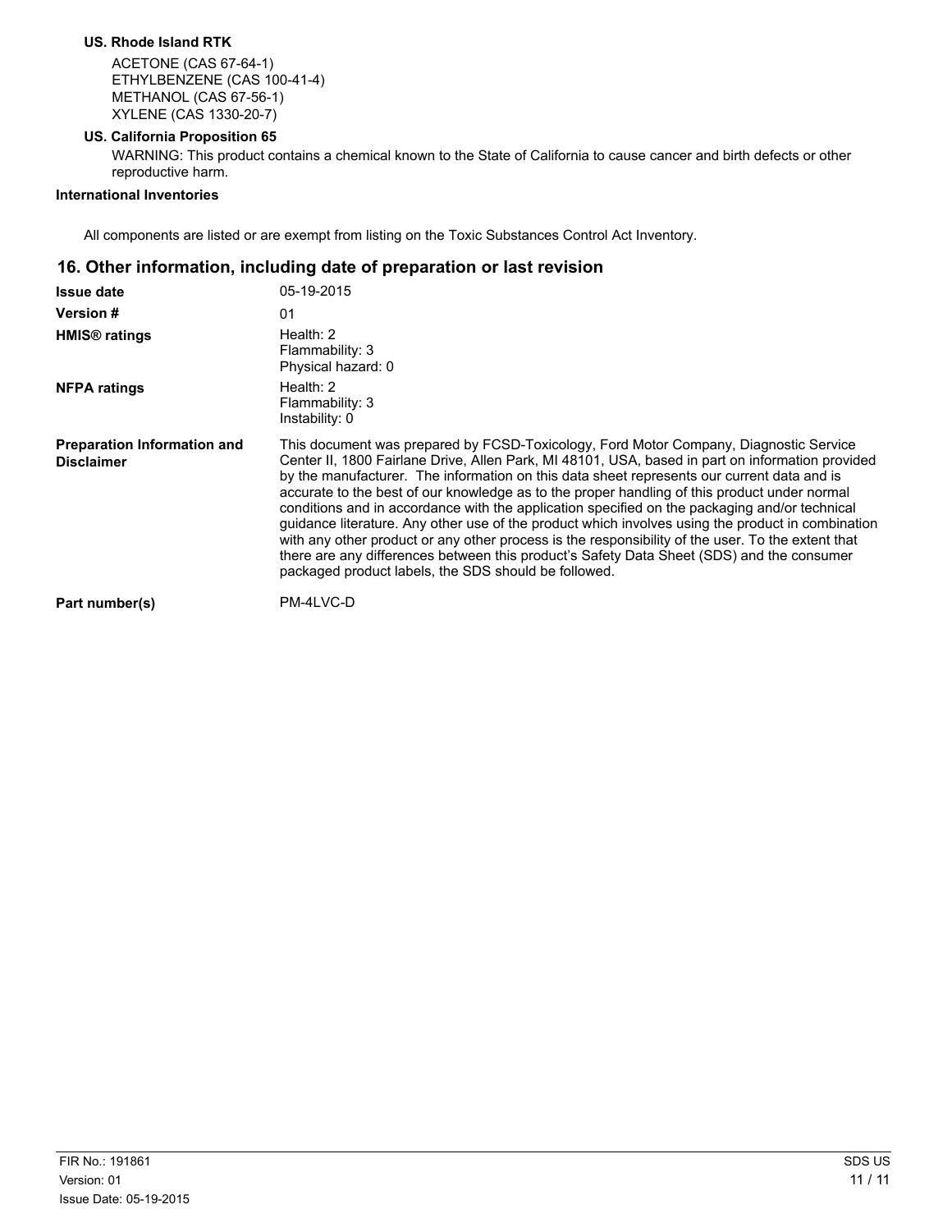**US. Rhode Island RTK**

ACETONE (CAS 67-64-1)
ETHYLBENZENE (CAS 100-41-4)
METHANOL (CAS 67-56-1)
XYLENE (CAS 1330-20-7)

**US. California Proposition 65**

WARNING: This product contains a chemical known to the State of California to cause cancer and birth defects or other reproductive harm.

**International Inventories**

All components are listed or are exempt from listing on the Toxic Substances Control Act Inventory.

## 16. Other information, including date of preparation or last revision

| | |
|---|---|
| **Issue date** | 05-19-2015 |
| **Version #** | 01 |
| **HMIS® ratings** | Health: 2<br>Flammability: 3<br>Physical hazard: 0 |
| **NFPA ratings** | Health: 2<br>Flammability: 3<br>Instability: 0 |
| **Preparation Information and Disclaimer** | This document was prepared by FCSD-Toxicology, Ford Motor Company, Diagnostic Service Center II, 1800 Fairlane Drive, Allen Park, MI 48101, USA, based in part on information provided by the manufacturer. The information on this data sheet represents our current data and is accurate to the best of our knowledge as to the proper handling of this product under normal conditions and in accordance with the application specified on the packaging and/or technical guidance literature. Any other use of the product which involves using the product in combination with any other product or any other process is the responsibility of the user. To the extent that there are any differences between this product's Safety Data Sheet (SDS) and the consumer packaged product labels, the SDS should be followed. |
| **Part number(s)** | PM-4LVC-D |

FIR No.: 191861
Version: 01
Issue Date: 05-19-2015
SDS US